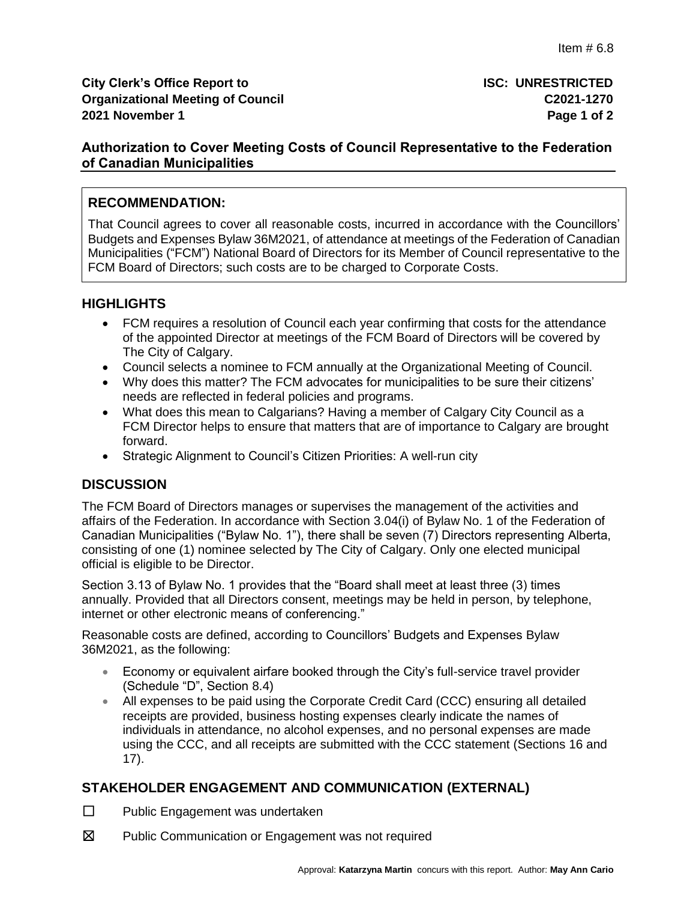Item # 6.8

**City Clerk's Office Report to Organizational Meeting of Council**
**2021 November 1**

**ISC: UNRESTRICTED**
**C2021-1270**

## Authorization to Cover Meeting Costs of Council Representative to the Federation of Canadian Municipalities

### RECOMMENDATION:

That Council agrees to cover all reasonable costs, incurred in accordance with the Councillors' Budgets and Expenses Bylaw 36M2021, of attendance at meetings of the Federation of Canadian Municipalities ("FCM") National Board of Directors for its Member of Council representative to the FCM Board of Directors; such costs are to be charged to Corporate Costs.

### HIGHLIGHTS

- FCM requires a resolution of Council each year confirming that costs for the attendance of the appointed Director at meetings of the FCM Board of Directors will be covered by The City of Calgary.
- Council selects a nominee to FCM annually at the Organizational Meeting of Council.
- Why does this matter? The FCM advocates for municipalities to be sure their citizens' needs are reflected in federal policies and programs.
- What does this mean to Calgarians? Having a member of Calgary City Council as a FCM Director helps to ensure that matters that are of importance to Calgary are brought forward.
- Strategic Alignment to Council's Citizen Priorities: A well-run city

### DISCUSSION

The FCM Board of Directors manages or supervises the management of the activities and affairs of the Federation. In accordance with Section 3.04(i) of Bylaw No. 1 of the Federation of Canadian Municipalities ("Bylaw No. 1"), there shall be seven (7) Directors representing Alberta, consisting of one (1) nominee selected by The City of Calgary. Only one elected municipal official is eligible to be Director.

Section 3.13 of Bylaw No. 1 provides that the "Board shall meet at least three (3) times annually. Provided that all Directors consent, meetings may be held in person, by telephone, internet or other electronic means of conferencing."

Reasonable costs are defined, according to Councillors' Budgets and Expenses Bylaw 36M2021, as the following:

- Economy or equivalent airfare booked through the City's full-service travel provider (Schedule "D", Section 8.4)
- All expenses to be paid using the Corporate Credit Card (CCC) ensuring all detailed receipts are provided, business hosting expenses clearly indicate the names of individuals in attendance, no alcohol expenses, and no personal expenses are made using the CCC, and all receipts are submitted with the CCC statement (Sections 16 and 17).

### STAKEHOLDER ENGAGEMENT AND COMMUNICATION (EXTERNAL)

☐ Public Engagement was undertaken

☒ Public Communication or Engagement was not required

Approval: **Katarzyna Martin** concurs with this report. Author: **May Ann Cario**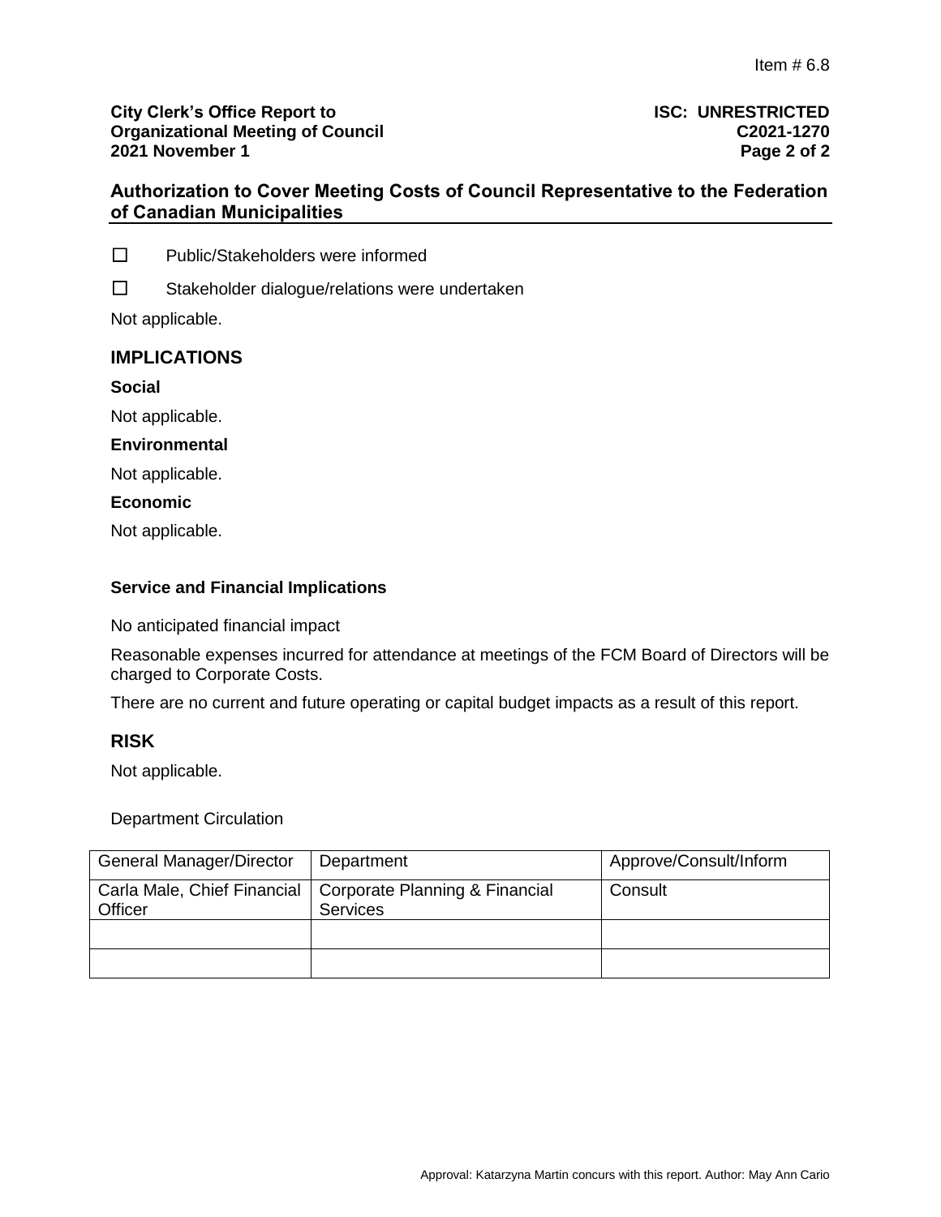## Authorization to Cover Meeting Costs of Council Representative to the Federation of Canadian Municipalities

☐ Public/Stakeholders were informed

☐ Stakeholder dialogue/relations were undertaken

Not applicable.

## IMPLICATIONS

### Social

Not applicable.

### Environmental

Not applicable.

### Economic

Not applicable.

### Service and Financial Implications

No anticipated financial impact

Reasonable expenses incurred for attendance at meetings of the FCM Board of Directors will be charged to Corporate Costs.

There are no current and future operating or capital budget impacts as a result of this report.

## RISK

Not applicable.

Department Circulation

| General Manager/Director | Department | Approve/Consult/Inform |
|---|---|---|
| Carla Male, Chief Financial Officer | Corporate Planning & Financial Services | Consult |
| | | |
| | | |

Approval: Katarzyna Martin concurs with this report. Author: May Ann Cario